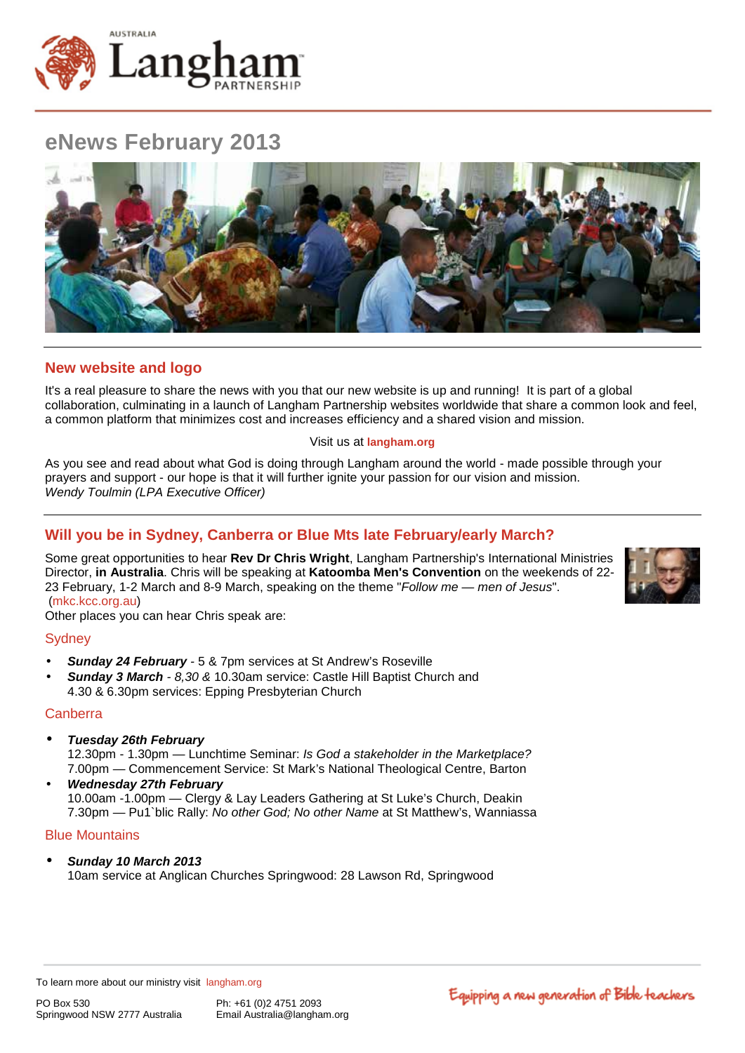# eNews February 2013

## New website and logo

It's a real pleasure to share the news with you that our new website is up and running! It is part of a global collaboration, culminating in a launch of Langham Partnership websites worldwide that share a common look and feel, a common platform that minimizes cost and increases efficiency and a shared vision and mission.

Visit us at **langham.org**

As you see and read about what God is doing through Langham around the world - made possible through your prayers and support - our hope is that it will further ignite your passion for our vision and mission.
*Wendy Toulmin (LPA Executive Officer)*

## Will you be in Sydney, Canberra or Blue Mts late February/early March?

Some great opportunities to hear **Rev Dr Chris Wright**, Langham Partnership's International Ministries Director, **in Australia**. Chris will be speaking at **Katoomba Men's Convention** on the weekends of 22-23 February, 1-2 March and 8-9 March, speaking on the theme "*Follow me — men of Jesus*". (mkc.kcc.org.au)
Other places you can hear Chris speak are:

### Sydney

- ***Sunday 24 February*** - 5 & 7pm services at St Andrew's Roseville
- ***Sunday 3 March*** - *8,30 &* 10.30am service: Castle Hill Baptist Church and 4.30 & 6.30pm services: Epping Presbyterian Church

### Canberra

- ***Tuesday 26th February***
  12.30pm - 1.30pm — Lunchtime Seminar: *Is God a stakeholder in the Marketplace?*
  7.00pm — Commencement Service: St Mark's National Theological Centre, Barton
- ***Wednesday 27th February***
  10.00am -1.00pm — Clergy & Lay Leaders Gathering at St Luke's Church, Deakin
  7.30pm — Pu1`blic Rally: *No other God; No other Name* at St Matthew's, Wanniassa

### Blue Mountains

- ***Sunday 10 March 2013***
  10am service at Anglican Churches Springwood: 28 Lawson Rd, Springwood

To learn more about our ministry visit langham.org

PO Box 530
Springwood NSW 2777 Australia

Ph: +61 (0)2 4751 2093
Email Australia@langham.org

Equipping a new generation of Bible teachers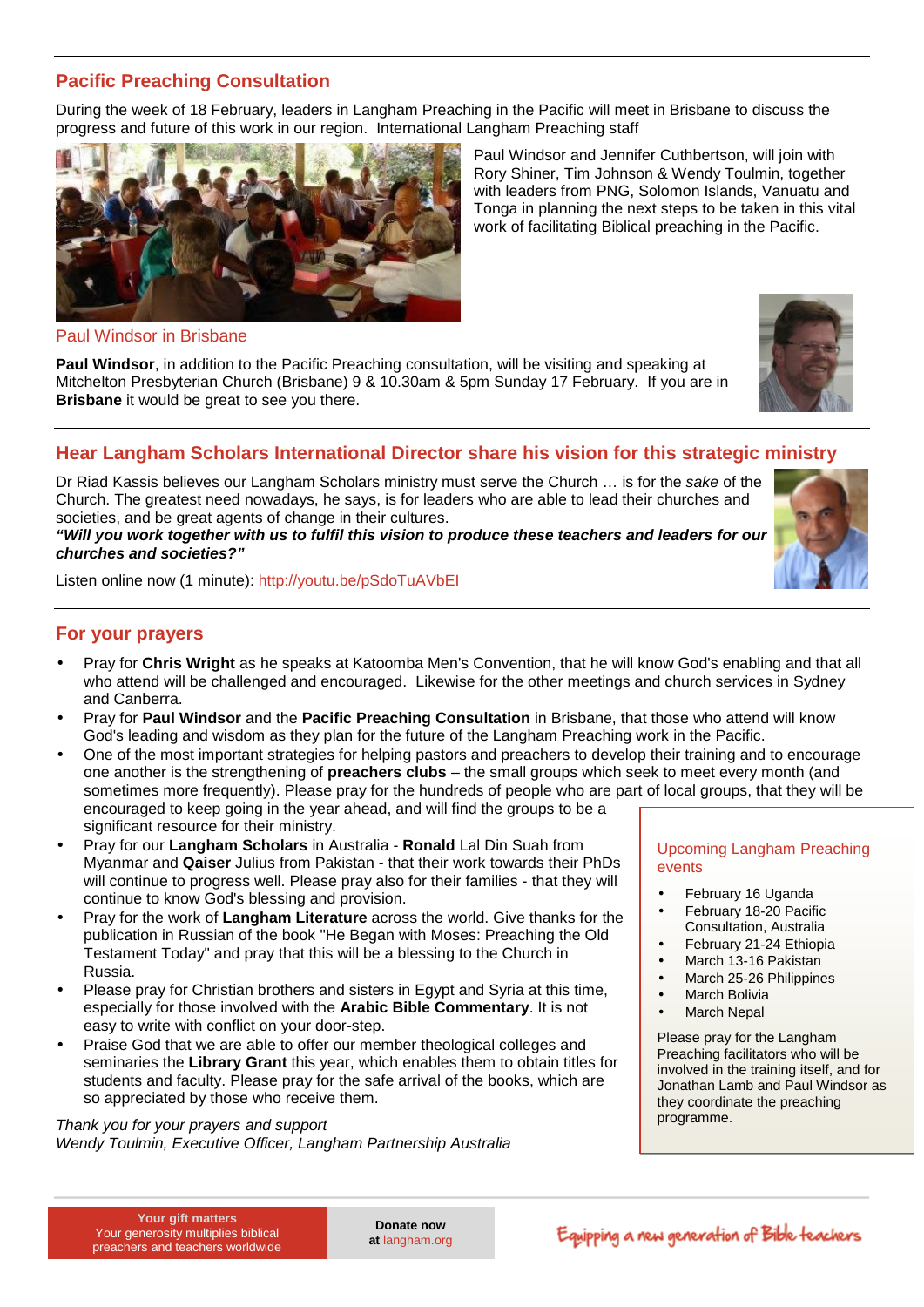## Pacific Preaching Consultation

During the week of 18 February, leaders in Langham Preaching in the Pacific will meet in Brisbane to discuss the progress and future of this work in our region. International Langham Preaching staff Paul Windsor and Jennifer Cuthbertson, will join with Rory Shiner, Tim Johnson & Wendy Toulmin, together with leaders from PNG, Solomon Islands, Vanuatu and Tonga in planning the next steps to be taken in this vital work of facilitating Biblical preaching in the Pacific.

### Paul Windsor in Brisbane

**Paul Windsor**, in addition to the Pacific Preaching consultation, will be visiting and speaking at Mitchelton Presbyterian Church (Brisbane) 9 & 10.30am & 5pm Sunday 17 February. If you are in **Brisbane** it would be great to see you there.

## Hear Langham Scholars International Director share his vision for this strategic ministry

Dr Riad Kassis believes our Langham Scholars ministry must serve the Church … is for the *sake* of the Church. The greatest need nowadays, he says, is for leaders who are able to lead their churches and societies, and be great agents of change in their cultures.

***"Will you work together with us to fulfil this vision to produce these teachers and leaders for our churches and societies?"***

Listen online now (1 minute): http://youtu.be/pSdoTuAVbEI

## For your prayers

- Pray for **Chris Wright** as he speaks at Katoomba Men's Convention, that he will know God's enabling and that all who attend will be challenged and encouraged. Likewise for the other meetings and church services in Sydney and Canberra.
- Pray for **Paul Windsor** and the **Pacific Preaching Consultation** in Brisbane, that those who attend will know God's leading and wisdom as they plan for the future of the Langham Preaching work in the Pacific.
- One of the most important strategies for helping pastors and preachers to develop their training and to encourage one another is the strengthening of **preachers clubs** – the small groups which seek to meet every month (and sometimes more frequently). Please pray for the hundreds of people who are part of local groups, that they will be encouraged to keep going in the year ahead, and will find the groups to be a significant resource for their ministry.
- Pray for our **Langham Scholars** in Australia - **Ronald** Lal Din Suah from Myanmar and **Qaiser** Julius from Pakistan - that their work towards their PhDs will continue to progress well. Please pray also for their families - that they will continue to know God's blessing and provision.
- Pray for the work of **Langham Literature** across the world. Give thanks for the publication in Russian of the book "He Began with Moses: Preaching the Old Testament Today" and pray that this will be a blessing to the Church in Russia.
- Please pray for Christian brothers and sisters in Egypt and Syria at this time, especially for those involved with the **Arabic Bible Commentary**. It is not easy to write with conflict on your door-step.
- Praise God that we are able to offer our member theological colleges and seminaries the **Library Grant** this year, which enables them to obtain titles for students and faculty. Please pray for the safe arrival of the books, which are so appreciated by those who receive them.

*Thank you for your prayers and support*
*Wendy Toulmin, Executive Officer, Langham Partnership Australia*

### Upcoming Langham Preaching events

- February 16 Uganda
- February 18-20 Pacific Consultation, Australia
- February 21-24 Ethiopia
- March 13-16 Pakistan
- March 25-26 Philippines
- March Bolivia
- March Nepal

Please pray for the Langham Preaching facilitators who will be involved in the training itself, and for Jonathan Lamb and Paul Windsor as they coordinate the preaching programme.

**Your gift matters**
Your generosity multiplies biblical preachers and teachers worldwide

**Donate now at** langham.org

Equipping a new generation of Bible teachers